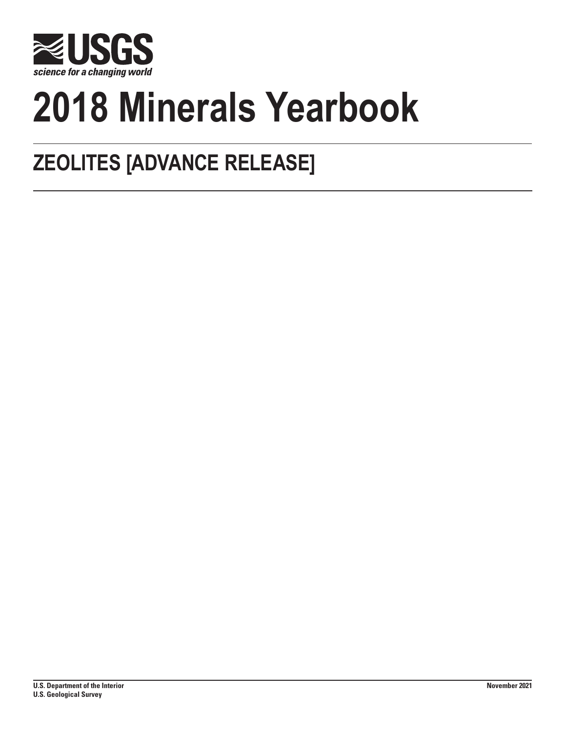USGS

science for a changing world

# 2018 Minerals Yearbook

## ZEOLITES [ADVANCE RELEASE]

**U.S. Department of the Interior**
**U.S. Geological Survey**

**November 2021**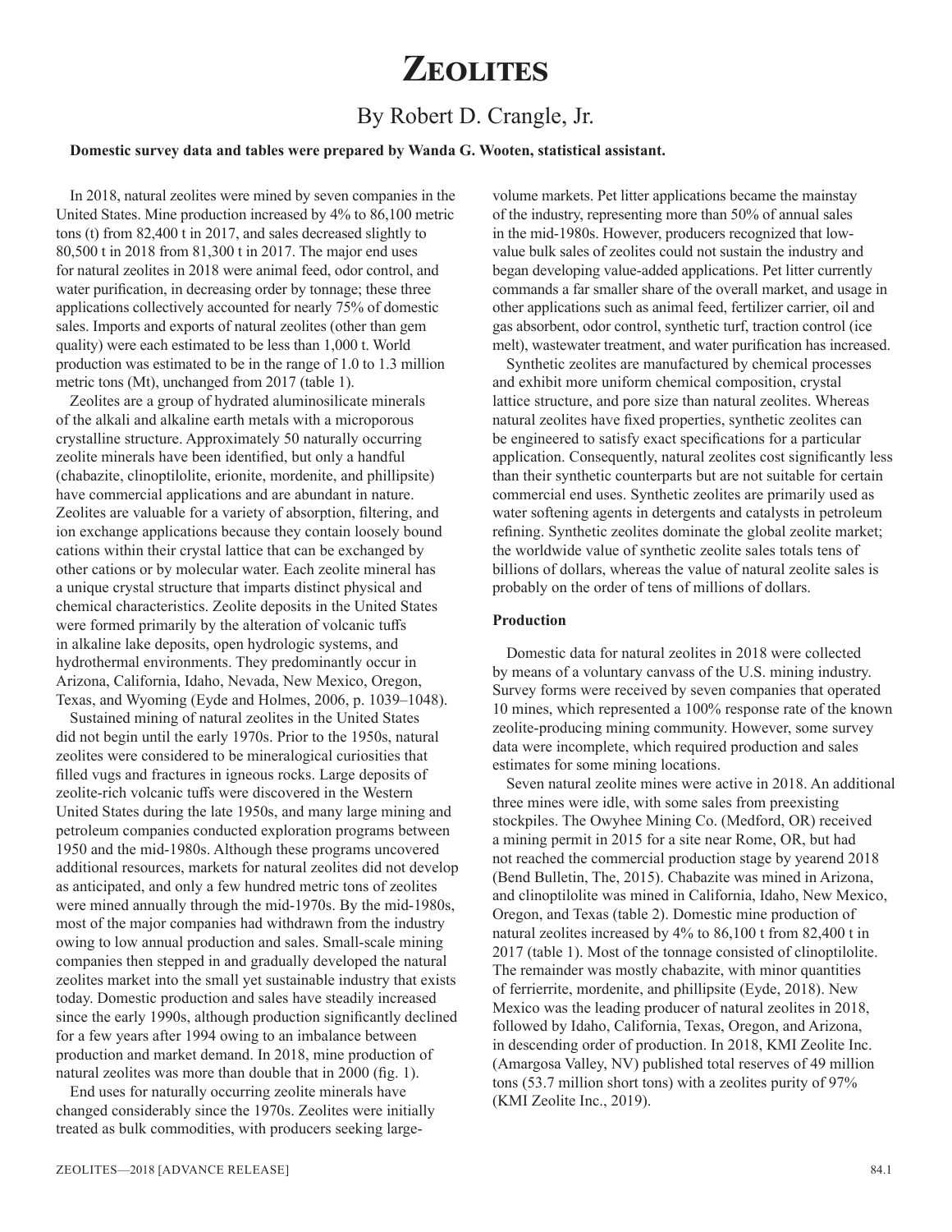# Zeolites

## By Robert D. Crangle, Jr.

**Domestic survey data and tables were prepared by Wanda G. Wooten, statistical assistant.**

In 2018, natural zeolites were mined by seven companies in the United States. Mine production increased by 4% to 86,100 metric tons (t) from 82,400 t in 2017, and sales decreased slightly to 80,500 t in 2018 from 81,300 t in 2017. The major end uses for natural zeolites in 2018 were animal feed, odor control, and water purification, in decreasing order by tonnage; these three applications collectively accounted for nearly 75% of domestic sales. Imports and exports of natural zeolites (other than gem quality) were each estimated to be less than 1,000 t. World production was estimated to be in the range of 1.0 to 1.3 million metric tons (Mt), unchanged from 2017 (table 1).

Zeolites are a group of hydrated aluminosilicate minerals of the alkali and alkaline earth metals with a microporous crystalline structure. Approximately 50 naturally occurring zeolite minerals have been identified, but only a handful (chabazite, clinoptilolite, erionite, mordenite, and phillipsite) have commercial applications and are abundant in nature. Zeolites are valuable for a variety of absorption, filtering, and ion exchange applications because they contain loosely bound cations within their crystal lattice that can be exchanged by other cations or by molecular water. Each zeolite mineral has a unique crystal structure that imparts distinct physical and chemical characteristics. Zeolite deposits in the United States were formed primarily by the alteration of volcanic tuffs in alkaline lake deposits, open hydrologic systems, and hydrothermal environments. They predominantly occur in Arizona, California, Idaho, Nevada, New Mexico, Oregon, Texas, and Wyoming (Eyde and Holmes, 2006, p. 1039–1048).

Sustained mining of natural zeolites in the United States did not begin until the early 1970s. Prior to the 1950s, natural zeolites were considered to be mineralogical curiosities that filled vugs and fractures in igneous rocks. Large deposits of zeolite-rich volcanic tuffs were discovered in the Western United States during the late 1950s, and many large mining and petroleum companies conducted exploration programs between 1950 and the mid-1980s. Although these programs uncovered additional resources, markets for natural zeolites did not develop as anticipated, and only a few hundred metric tons of zeolites were mined annually through the mid-1970s. By the mid-1980s, most of the major companies had withdrawn from the industry owing to low annual production and sales. Small-scale mining companies then stepped in and gradually developed the natural zeolites market into the small yet sustainable industry that exists today. Domestic production and sales have steadily increased since the early 1990s, although production significantly declined for a few years after 1994 owing to an imbalance between production and market demand. In 2018, mine production of natural zeolites was more than double that in 2000 (fig. 1).

End uses for naturally occurring zeolite minerals have changed considerably since the 1970s. Zeolites were initially treated as bulk commodities, with producers seeking large-volume markets. Pet litter applications became the mainstay of the industry, representing more than 50% of annual sales in the mid-1980s. However, producers recognized that low-value bulk sales of zeolites could not sustain the industry and began developing value-added applications. Pet litter currently commands a far smaller share of the overall market, and usage in other applications such as animal feed, fertilizer carrier, oil and gas absorbent, odor control, synthetic turf, traction control (ice melt), wastewater treatment, and water purification has increased.

Synthetic zeolites are manufactured by chemical processes and exhibit more uniform chemical composition, crystal lattice structure, and pore size than natural zeolites. Whereas natural zeolites have fixed properties, synthetic zeolites can be engineered to satisfy exact specifications for a particular application. Consequently, natural zeolites cost significantly less than their synthetic counterparts but are not suitable for certain commercial end uses. Synthetic zeolites are primarily used as water softening agents in detergents and catalysts in petroleum refining. Synthetic zeolites dominate the global zeolite market; the worldwide value of synthetic zeolite sales totals tens of billions of dollars, whereas the value of natural zeolite sales is probably on the order of tens of millions of dollars.

### Production

Domestic data for natural zeolites in 2018 were collected by means of a voluntary canvass of the U.S. mining industry. Survey forms were received by seven companies that operated 10 mines, which represented a 100% response rate of the known zeolite-producing mining community. However, some survey data were incomplete, which required production and sales estimates for some mining locations.

Seven natural zeolite mines were active in 2018. An additional three mines were idle, with some sales from preexisting stockpiles. The Owyhee Mining Co. (Medford, OR) received a mining permit in 2015 for a site near Rome, OR, but had not reached the commercial production stage by yearend 2018 (Bend Bulletin, The, 2015). Chabazite was mined in Arizona, and clinoptilolite was mined in California, Idaho, New Mexico, Oregon, and Texas (table 2). Domestic mine production of natural zeolites increased by 4% to 86,100 t from 82,400 t in 2017 (table 1). Most of the tonnage consisted of clinoptilolite. The remainder was mostly chabazite, with minor quantities of ferrierrite, mordenite, and phillipsite (Eyde, 2018). New Mexico was the leading producer of natural zeolites in 2018, followed by Idaho, California, Texas, Oregon, and Arizona, in descending order of production. In 2018, KMI Zeolite Inc. (Amargosa Valley, NV) published total reserves of 49 million tons (53.7 million short tons) with a zeolites purity of 97% (KMI Zeolite Inc., 2019).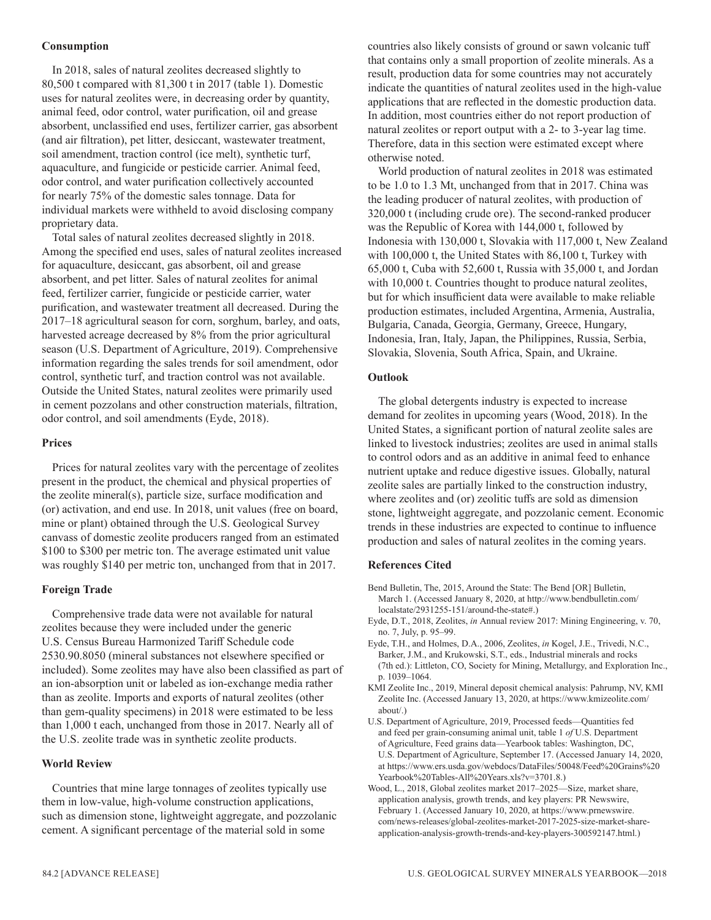### Consumption

In 2018, sales of natural zeolites decreased slightly to 80,500 t compared with 81,300 t in 2017 (table 1). Domestic uses for natural zeolites were, in decreasing order by quantity, animal feed, odor control, water purification, oil and grease absorbent, unclassified end uses, fertilizer carrier, gas absorbent (and air filtration), pet litter, desiccant, wastewater treatment, soil amendment, traction control (ice melt), synthetic turf, aquaculture, and fungicide or pesticide carrier. Animal feed, odor control, and water purification collectively accounted for nearly 75% of the domestic sales tonnage. Data for individual markets were withheld to avoid disclosing company proprietary data.

Total sales of natural zeolites decreased slightly in 2018. Among the specified end uses, sales of natural zeolites increased for aquaculture, desiccant, gas absorbent, oil and grease absorbent, and pet litter. Sales of natural zeolites for animal feed, fertilizer carrier, fungicide or pesticide carrier, water purification, and wastewater treatment all decreased. During the 2017–18 agricultural season for corn, sorghum, barley, and oats, harvested acreage decreased by 8% from the prior agricultural season (U.S. Department of Agriculture, 2019). Comprehensive information regarding the sales trends for soil amendment, odor control, synthetic turf, and traction control was not available. Outside the United States, natural zeolites were primarily used in cement pozzolans and other construction materials, filtration, odor control, and soil amendments (Eyde, 2018).

### Prices

Prices for natural zeolites vary with the percentage of zeolites present in the product, the chemical and physical properties of the zeolite mineral(s), particle size, surface modification and (or) activation, and end use. In 2018, unit values (free on board, mine or plant) obtained through the U.S. Geological Survey canvass of domestic zeolite producers ranged from an estimated $100 to $300 per metric ton. The average estimated unit value was roughly $140 per metric ton, unchanged from that in 2017.

### Foreign Trade

Comprehensive trade data were not available for natural zeolites because they were included under the generic U.S. Census Bureau Harmonized Tariff Schedule code 2530.90.8050 (mineral substances not elsewhere specified or included). Some zeolites may have also been classified as part of an ion-absorption unit or labeled as ion-exchange media rather than as zeolite. Imports and exports of natural zeolites (other than gem-quality specimens) in 2018 were estimated to be less than 1,000 t each, unchanged from those in 2017. Nearly all of the U.S. zeolite trade was in synthetic zeolite products.

### World Review

Countries that mine large tonnages of zeolites typically use them in low-value, high-volume construction applications, such as dimension stone, lightweight aggregate, and pozzolanic cement. A significant percentage of the material sold in some countries also likely consists of ground or sawn volcanic tuff that contains only a small proportion of zeolite minerals. As a result, production data for some countries may not accurately indicate the quantities of natural zeolites used in the high-value applications that are reflected in the domestic production data. In addition, most countries either do not report production of natural zeolites or report output with a 2- to 3-year lag time. Therefore, data in this section were estimated except where otherwise noted.

World production of natural zeolites in 2018 was estimated to be 1.0 to 1.3 Mt, unchanged from that in 2017. China was the leading producer of natural zeolites, with production of 320,000 t (including crude ore). The second-ranked producer was the Republic of Korea with 144,000 t, followed by Indonesia with 130,000 t, Slovakia with 117,000 t, New Zealand with 100,000 t, the United States with 86,100 t, Turkey with 65,000 t, Cuba with 52,600 t, Russia with 35,000 t, and Jordan with 10,000 t. Countries thought to produce natural zeolites, but for which insufficient data were available to make reliable production estimates, included Argentina, Armenia, Australia, Bulgaria, Canada, Georgia, Germany, Greece, Hungary, Indonesia, Iran, Italy, Japan, the Philippines, Russia, Serbia, Slovakia, Slovenia, South Africa, Spain, and Ukraine.

### Outlook

The global detergents industry is expected to increase demand for zeolites in upcoming years (Wood, 2018). In the United States, a significant portion of natural zeolite sales are linked to livestock industries; zeolites are used in animal stalls to control odors and as an additive in animal feed to enhance nutrient uptake and reduce digestive issues. Globally, natural zeolite sales are partially linked to the construction industry, where zeolites and (or) zeolitic tuffs are sold as dimension stone, lightweight aggregate, and pozzolanic cement. Economic trends in these industries are expected to continue to influence production and sales of natural zeolites in the coming years.

### References Cited

Bend Bulletin, The, 2015, Around the State: The Bend [OR] Bulletin, March 1. (Accessed January 8, 2020, at http://www.bendbulletin.com/localstate/2931255-151/around-the-state#.)

Eyde, D.T., 2018, Zeolites, *in* Annual review 2017: Mining Engineering, v. 70, no. 7, July, p. 95–99.

Eyde, T.H., and Holmes, D.A., 2006, Zeolites, *in* Kogel, J.E., Trivedi, N.C., Barker, J.M., and Krukowski, S.T., eds., Industrial minerals and rocks (7th ed.): Littleton, CO, Society for Mining, Metallurgy, and Exploration Inc., p. 1039–1064.

KMI Zeolite Inc., 2019, Mineral deposit chemical analysis: Pahrump, NV, KMI Zeolite Inc. (Accessed January 13, 2020, at https://www.kmizeolite.com/about/.)

U.S. Department of Agriculture, 2019, Processed feeds—Quantities fed and feed per grain-consuming animal unit, table 1 *of* U.S. Department of Agriculture, Feed grains data—Yearbook tables: Washington, DC, U.S. Department of Agriculture, September 17. (Accessed January 14, 2020, at https://www.ers.usda.gov/webdocs/DataFiles/50048/Feed%20Grains%20Yearbook%20Tables-All%20Years.xls?v=3701.8.)

Wood, L., 2018, Global zeolites market 2017–2025—Size, market share, application analysis, growth trends, and key players: PR Newswire, February 1. (Accessed January 10, 2020, at https://www.prnewswire.com/news-releases/global-zeolites-market-2017-2025-size-market-share-application-analysis-growth-trends-and-key-players-300592147.html.)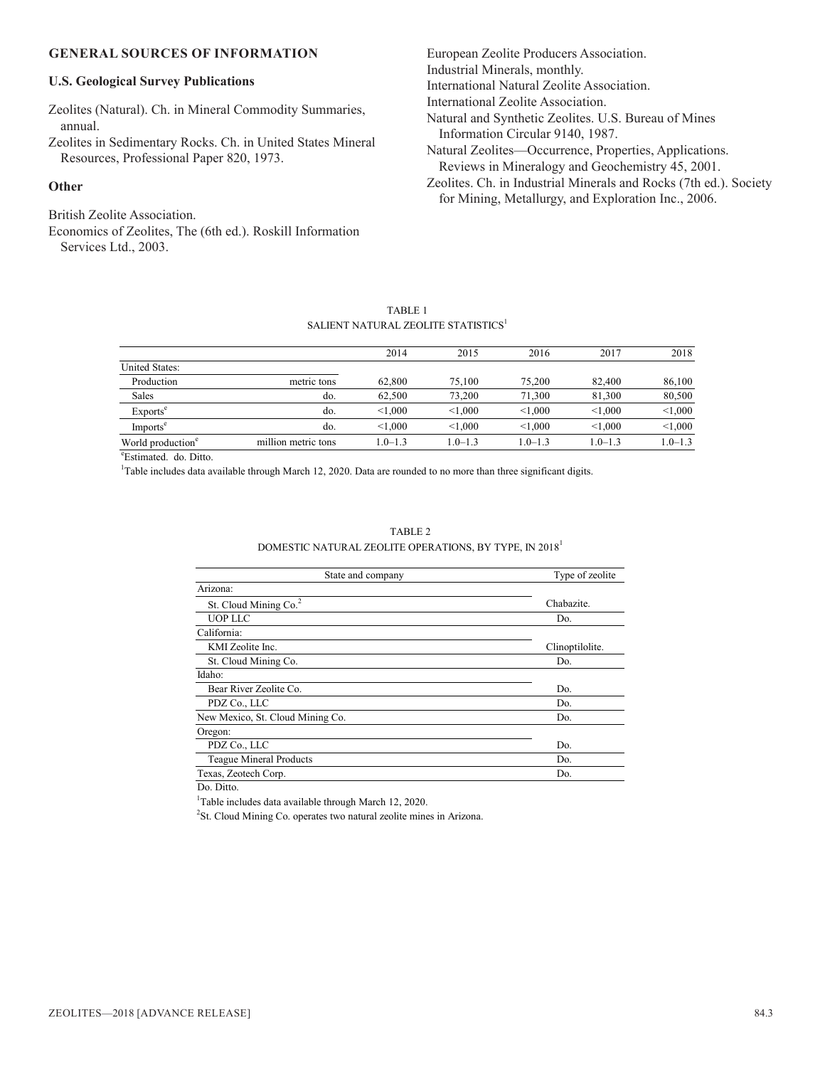## GENERAL SOURCES OF INFORMATION

### U.S. Geological Survey Publications

Zeolites (Natural). Ch. in Mineral Commodity Summaries, annual.

Zeolites in Sedimentary Rocks. Ch. in United States Mineral Resources, Professional Paper 820, 1973.

### Other

British Zeolite Association.

Economics of Zeolites, The (6th ed.). Roskill Information Services Ltd., 2003.

European Zeolite Producers Association.

Industrial Minerals, monthly.

International Natural Zeolite Association.

International Zeolite Association.

Natural and Synthetic Zeolites. U.S. Bureau of Mines Information Circular 9140, 1987.

Natural Zeolites—Occurrence, Properties, Applications. Reviews in Mineralogy and Geochemistry 45, 2001.

Zeolites. Ch. in Industrial Minerals and Rocks (7th ed.). Society for Mining, Metallurgy, and Exploration Inc., 2006.

TABLE 1
SALIENT NATURAL ZEOLITE STATISTICS[1]

| | | 2014 | 2015 | 2016 | 2017 | 2018 |
|---|---|---|---|---|---|---|
| United States: | | | | | | |
| Production | metric tons | 62,800 | 75,100 | 75,200 | 82,400 | 86,100 |
| Sales | do. | 62,500 | 73,200 | 71,300 | 81,300 | 80,500 |
| Exports[e] | do. | <1,000 | <1,000 | <1,000 | <1,000 | <1,000 |
| Imports[e] | do. | <1,000 | <1,000 | <1,000 | <1,000 | <1,000 |
| World production[e] | million metric tons | 1.0–1.3 | 1.0–1.3 | 1.0–1.3 | 1.0–1.3 | 1.0–1.3 |

[e]Estimated. do. Ditto.

[1]Table includes data available through March 12, 2020. Data are rounded to no more than three significant digits.

TABLE 2
DOMESTIC NATURAL ZEOLITE OPERATIONS, BY TYPE, IN 2018[1]

| State and company | Type of zeolite |
|---|---|
| Arizona: | |
| St. Cloud Mining Co.[2] | Chabazite. |
| UOP LLC | Do. |
| California: | |
| KMI Zeolite Inc. | Clinoptilolite. |
| St. Cloud Mining Co. | Do. |
| Idaho: | |
| Bear River Zeolite Co. | Do. |
| PDZ Co., LLC | Do. |
| New Mexico, St. Cloud Mining Co. | Do. |
| Oregon: | |
| PDZ Co., LLC | Do. |
| Teague Mineral Products | Do. |
| Texas, Zeotech Corp. | Do. |

Do. Ditto.

[1]Table includes data available through March 12, 2020.

[2]St. Cloud Mining Co. operates two natural zeolite mines in Arizona.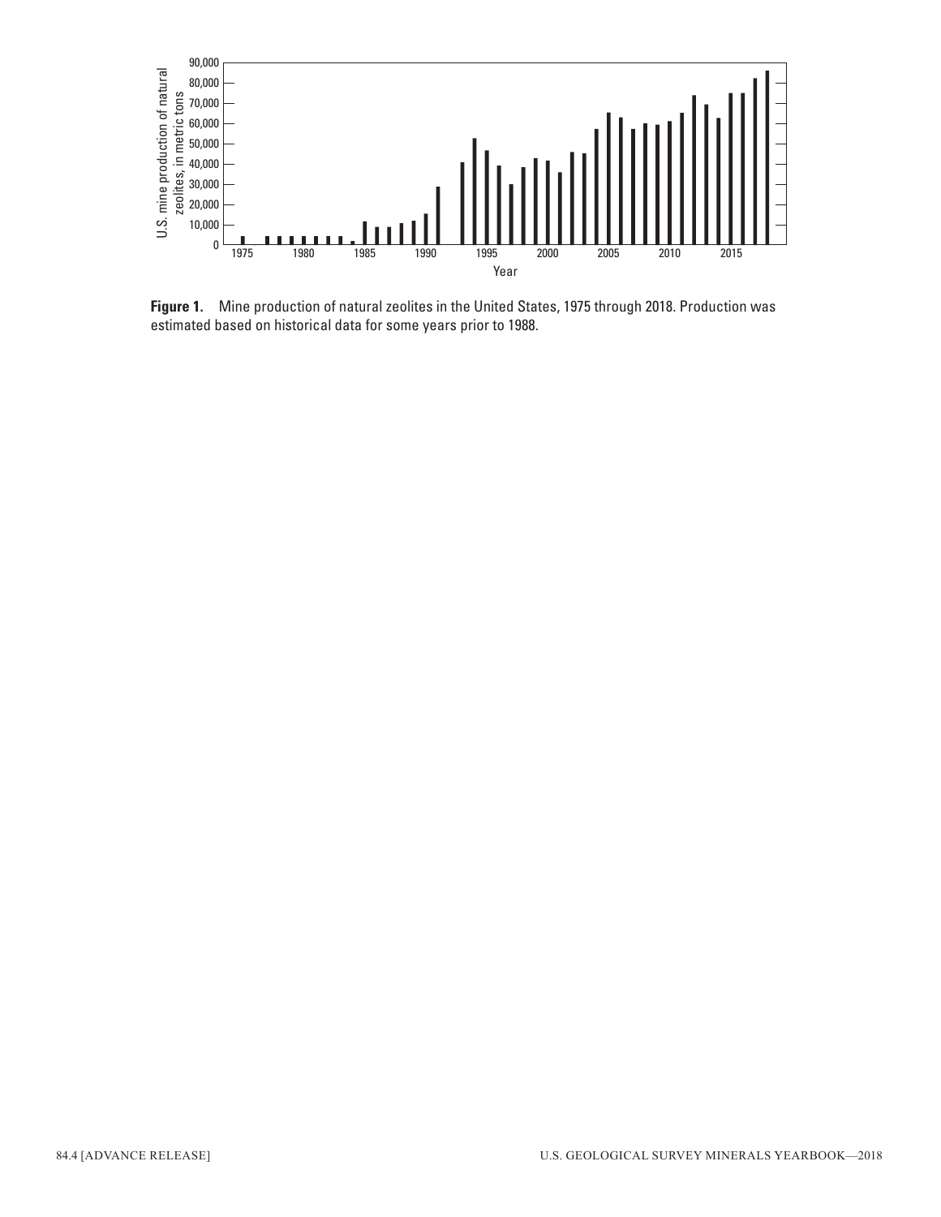90,000
80,000
70,000
60,000
50,000
40,000
30,000
20,000
10,000
0

U.S. mine production of natural zeolites, in metric tons

1975 1980 1985 1990 1995 2000 2005 2010 2015

Year

**Figure 1.** Mine production of natural zeolites in the United States, 1975 through 2018. Production was estimated based on historical data for some years prior to 1988.